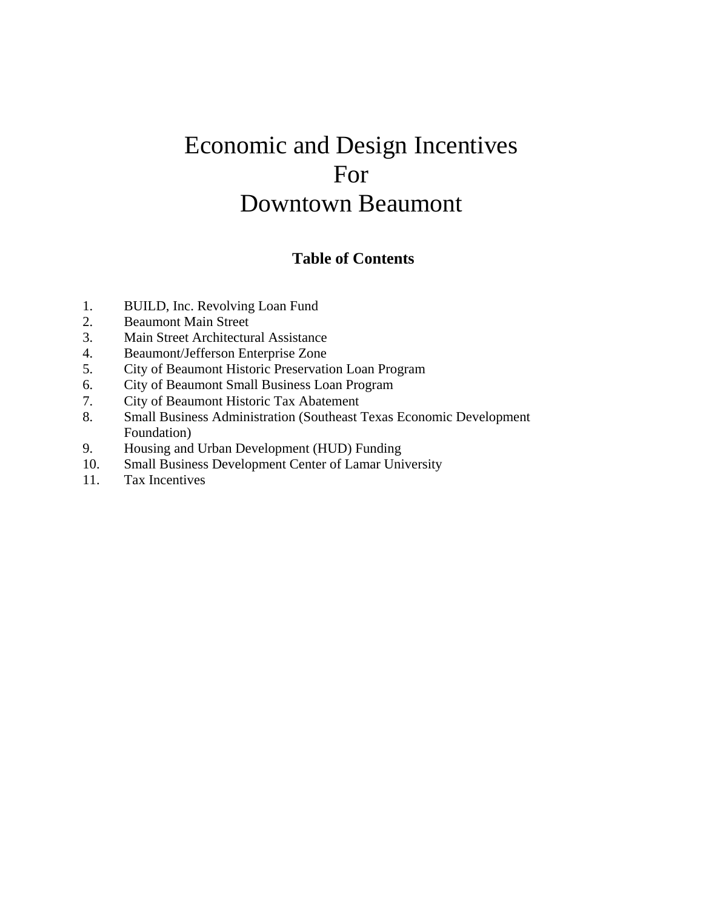# Economic and Design Incentives
# For
# Downtown Beaumont

## Table of Contents

1. BUILD, Inc. Revolving Loan Fund
2. Beaumont Main Street
3. Main Street Architectural Assistance
4. Beaumont/Jefferson Enterprise Zone
5. City of Beaumont Historic Preservation Loan Program
6. City of Beaumont Small Business Loan Program
7. City of Beaumont Historic Tax Abatement
8. Small Business Administration (Southeast Texas Economic Development Foundation)
9. Housing and Urban Development (HUD) Funding
10. Small Business Development Center of Lamar University
11. Tax Incentives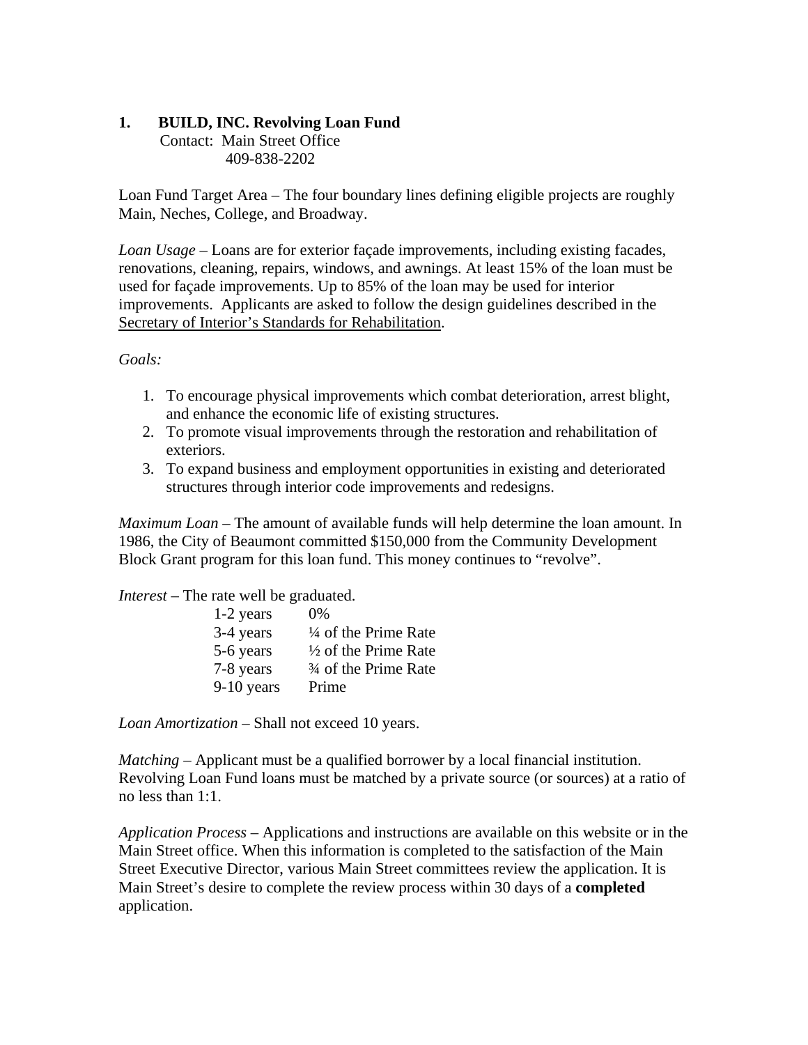## 1. BUILD, INC. Revolving Loan Fund

Contact: Main Street Office
409-838-2202

Loan Fund Target Area – The four boundary lines defining eligible projects are roughly Main, Neches, College, and Broadway.

*Loan Usage* – Loans are for exterior façade improvements, including existing facades, renovations, cleaning, repairs, windows, and awnings. At least 15% of the loan must be used for façade improvements. Up to 85% of the loan may be used for interior improvements. Applicants are asked to follow the design guidelines described in the Secretary of Interior's Standards for Rehabilitation.

*Goals:*

1. To encourage physical improvements which combat deterioration, arrest blight, and enhance the economic life of existing structures.
2. To promote visual improvements through the restoration and rehabilitation of exteriors.
3. To expand business and employment opportunities in existing and deteriorated structures through interior code improvements and redesigns.

*Maximum Loan* – The amount of available funds will help determine the loan amount. In 1986, the City of Beaumont committed $150,000 from the Community Development Block Grant program for this loan fund. This money continues to "revolve".

*Interest* – The rate well be graduated.

| | |
|---|---|
| 1-2 years | 0% |
| 3-4 years | ¼ of the Prime Rate |
| 5-6 years | ½ of the Prime Rate |
| 7-8 years | ¾ of the Prime Rate |
| 9-10 years | Prime |

*Loan Amortization* – Shall not exceed 10 years.

*Matching* – Applicant must be a qualified borrower by a local financial institution. Revolving Loan Fund loans must be matched by a private source (or sources) at a ratio of no less than 1:1.

*Application Process* – Applications and instructions are available on this website or in the Main Street office. When this information is completed to the satisfaction of the Main Street Executive Director, various Main Street committees review the application. It is Main Street's desire to complete the review process within 30 days of a **completed** application.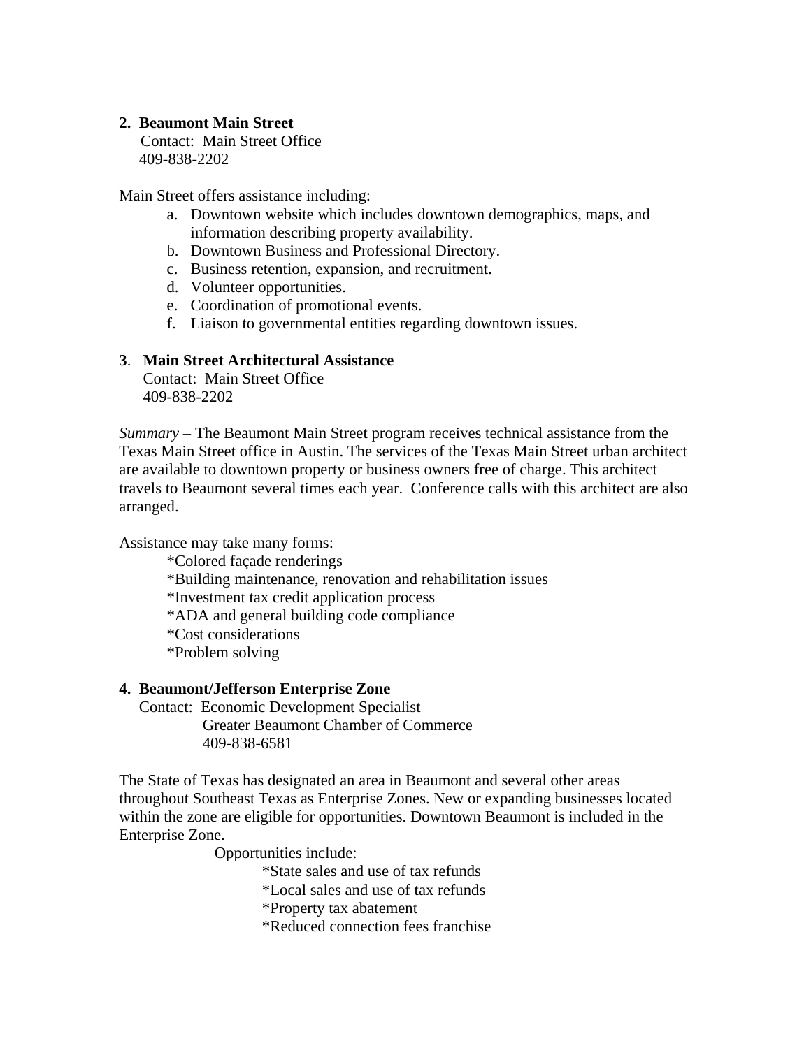**2. Beaumont Main Street**

Contact: Main Street Office
409-838-2202

Main Street offers assistance including:

a. Downtown website which includes downtown demographics, maps, and information describing property availability.
b. Downtown Business and Professional Directory.
c. Business retention, expansion, and recruitment.
d. Volunteer opportunities.
e. Coordination of promotional events.
f. Liaison to governmental entities regarding downtown issues.

**3. Main Street Architectural Assistance**

Contact: Main Street Office
409-838-2202

*Summary* – The Beaumont Main Street program receives technical assistance from the Texas Main Street office in Austin. The services of the Texas Main Street urban architect are available to downtown property or business owners free of charge. This architect travels to Beaumont several times each year. Conference calls with this architect are also arranged.

Assistance may take many forms:

*Colored façade renderings
*Building maintenance, renovation and rehabilitation issues
*Investment tax credit application process
*ADA and general building code compliance
*Cost considerations
*Problem solving

**4. Beaumont/Jefferson Enterprise Zone**

Contact: Economic Development Specialist
Greater Beaumont Chamber of Commerce
409-838-6581

The State of Texas has designated an area in Beaumont and several other areas throughout Southeast Texas as Enterprise Zones. New or expanding businesses located within the zone are eligible for opportunities. Downtown Beaumont is included in the Enterprise Zone.

Opportunities include:

*State sales and use of tax refunds
*Local sales and use of tax refunds
*Property tax abatement
*Reduced connection fees franchise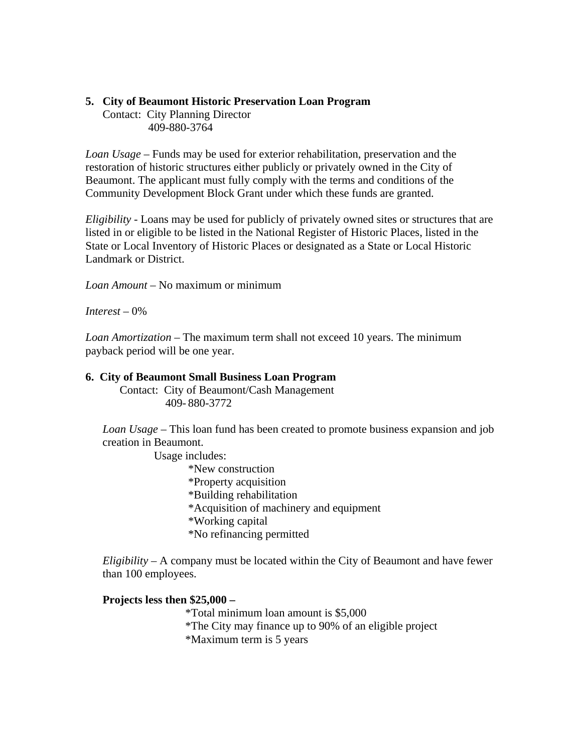**5. City of Beaumont Historic Preservation Loan Program**

Contact: City Planning Director
409-880-3764

*Loan Usage* – Funds may be used for exterior rehabilitation, preservation and the restoration of historic structures either publicly or privately owned in the City of Beaumont. The applicant must fully comply with the terms and conditions of the Community Development Block Grant under which these funds are granted.

*Eligibility* - Loans may be used for publicly of privately owned sites or structures that are listed in or eligible to be listed in the National Register of Historic Places, listed in the State or Local Inventory of Historic Places or designated as a State or Local Historic Landmark or District.

*Loan Amount* – No maximum or minimum

*Interest* – 0%

*Loan Amortization* – The maximum term shall not exceed 10 years. The minimum payback period will be one year.

**6. City of Beaumont Small Business Loan Program**

Contact: City of Beaumont/Cash Management
409- 880-3772

*Loan Usage* – This loan fund has been created to promote business expansion and job creation in Beaumont.

Usage includes:

*New construction
*Property acquisition
*Building rehabilitation
*Acquisition of machinery and equipment
*Working capital
*No refinancing permitted

*Eligibility* – A company must be located within the City of Beaumont and have fewer than 100 employees.

**Projects less then $25,000 –**

*Total minimum loan amount is $5,000
*The City may finance up to 90% of an eligible project
*Maximum term is 5 years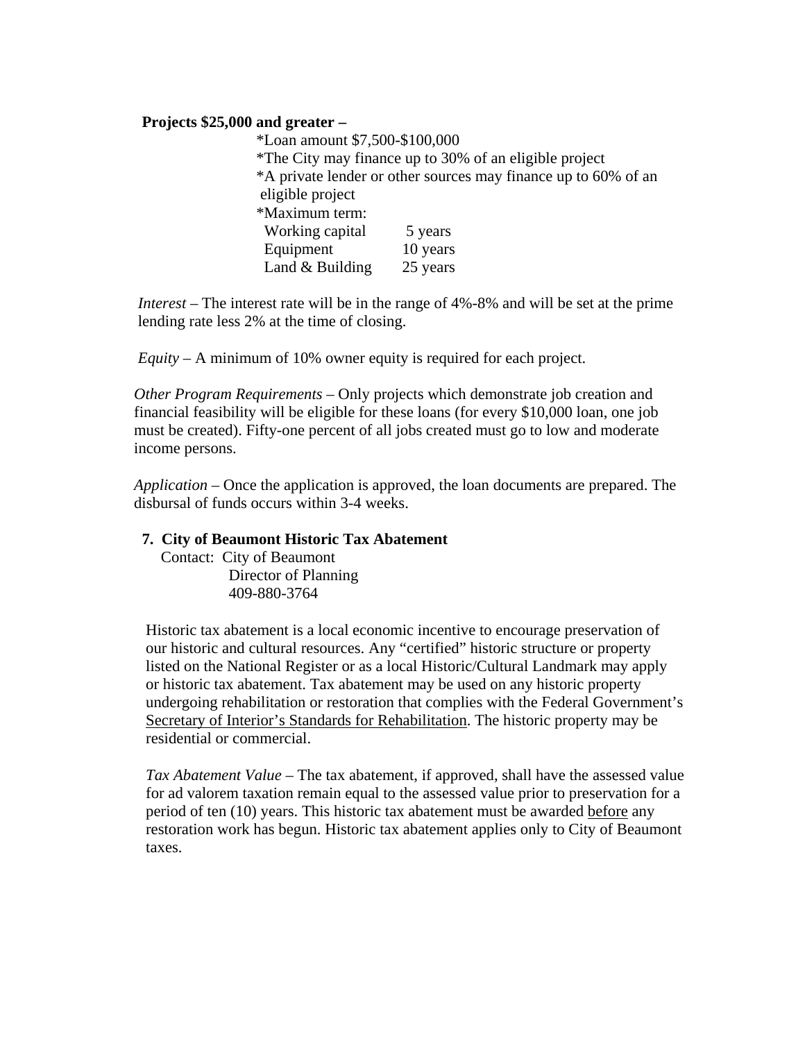**Projects $25,000 and greater –**

- *Loan amount $7,500-$100,000
- *The City may finance up to 30% of an eligible project
- *A private lender or other sources may finance up to 60% of an eligible project
- *Maximum term:

| | |
|---|---|
| Working capital | 5 years |
| Equipment | 10 years |
| Land & Building | 25 years |

*Interest* – The interest rate will be in the range of 4%-8% and will be set at the prime lending rate less 2% at the time of closing.

*Equity* – A minimum of 10% owner equity is required for each project.

*Other Program Requirements* – Only projects which demonstrate job creation and financial feasibility will be eligible for these loans (for every $10,000 loan, one job must be created). Fifty-one percent of all jobs created must go to low and moderate income persons.

*Application* – Once the application is approved, the loan documents are prepared. The disbursal of funds occurs within 3-4 weeks.

**7. City of Beaumont Historic Tax Abatement**

Contact: City of Beaumont
Director of Planning
409-880-3764

Historic tax abatement is a local economic incentive to encourage preservation of our historic and cultural resources. Any "certified" historic structure or property listed on the National Register or as a local Historic/Cultural Landmark may apply or historic tax abatement. Tax abatement may be used on any historic property undergoing rehabilitation or restoration that complies with the Federal Government's <u>Secretary of Interior's Standards for Rehabilitation</u>. The historic property may be residential or commercial.

*Tax Abatement Value* – The tax abatement, if approved, shall have the assessed value for ad valorem taxation remain equal to the assessed value prior to preservation for a period of ten (10) years. This historic tax abatement must be awarded <u>before</u> any restoration work has begun. Historic tax abatement applies only to City of Beaumont taxes.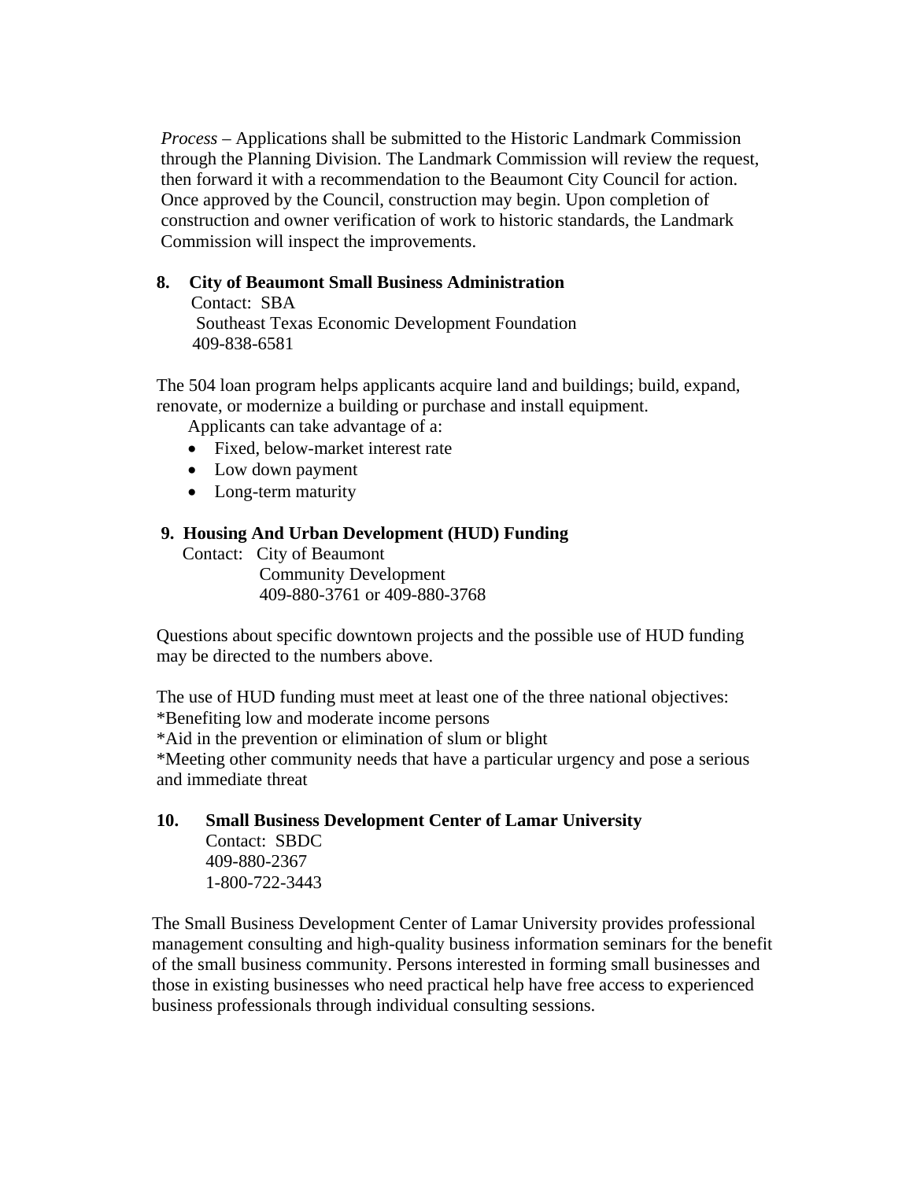*Process* – Applications shall be submitted to the Historic Landmark Commission through the Planning Division. The Landmark Commission will review the request, then forward it with a recommendation to the Beaumont City Council for action. Once approved by the Council, construction may begin. Upon completion of construction and owner verification of work to historic standards, the Landmark Commission will inspect the improvements.

**8. City of Beaumont Small Business Administration**

Contact: SBA
Southeast Texas Economic Development Foundation
409-838-6581

The 504 loan program helps applicants acquire land and buildings; build, expand, renovate, or modernize a building or purchase and install equipment.

Applicants can take advantage of a:

- Fixed, below-market interest rate
- Low down payment
- Long-term maturity

**9. Housing And Urban Development (HUD) Funding**

Contact: City of Beaumont
Community Development
409-880-3761 or 409-880-3768

Questions about specific downtown projects and the possible use of HUD funding may be directed to the numbers above.

The use of HUD funding must meet at least one of the three national objectives:
*Benefiting low and moderate income persons
*Aid in the prevention or elimination of slum or blight
*Meeting other community needs that have a particular urgency and pose a serious and immediate threat

**10. Small Business Development Center of Lamar University**

Contact: SBDC
409-880-2367
1-800-722-3443

The Small Business Development Center of Lamar University provides professional management consulting and high-quality business information seminars for the benefit of the small business community. Persons interested in forming small businesses and those in existing businesses who need practical help have free access to experienced business professionals through individual consulting sessions.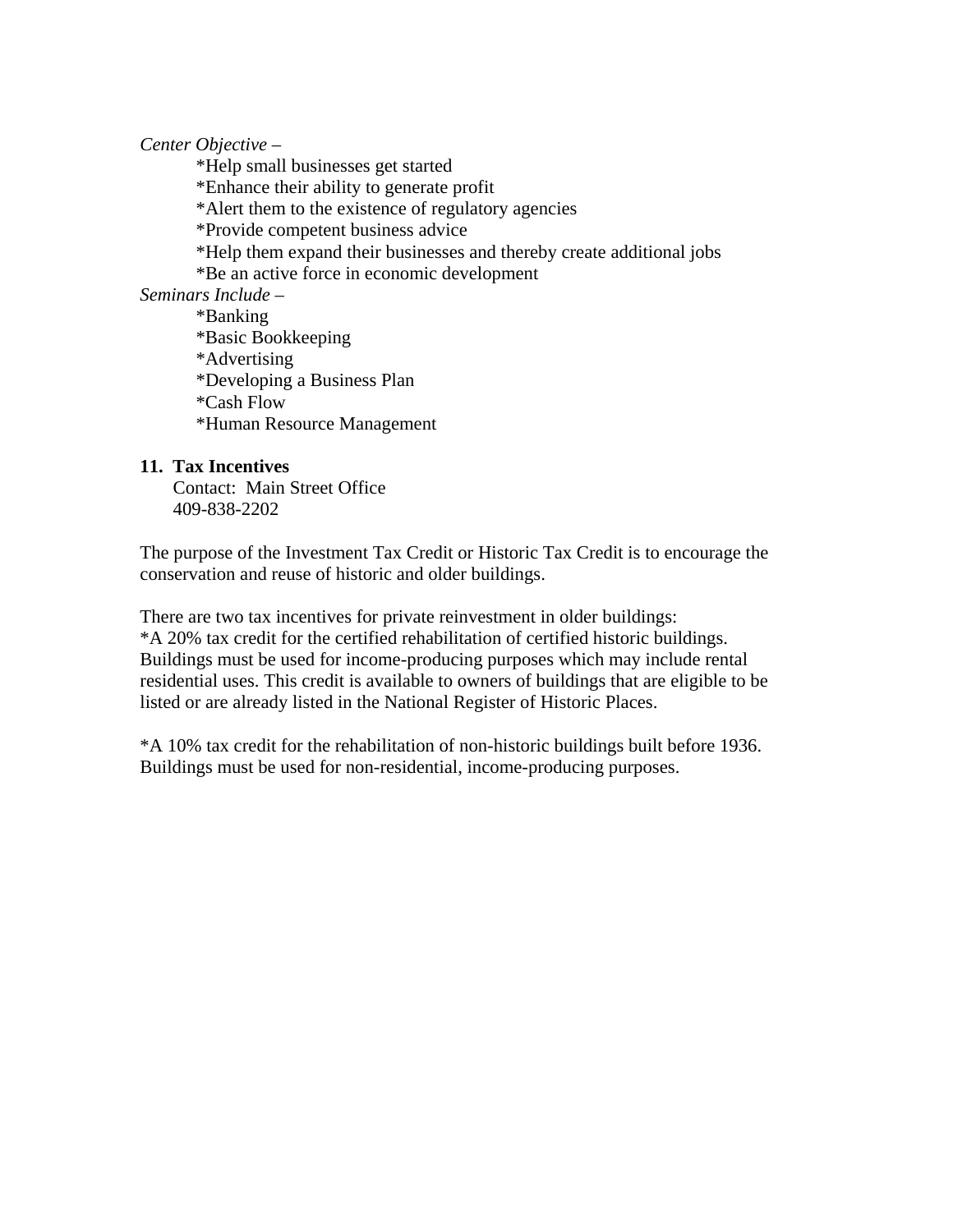*Center Objective –*

*Help small businesses get started
*Enhance their ability to generate profit
*Alert them to the existence of regulatory agencies
*Provide competent business advice
*Help them expand their businesses and thereby create additional jobs
*Be an active force in economic development

*Seminars Include –*

*Banking
*Basic Bookkeeping
*Advertising
*Developing a Business Plan
*Cash Flow
*Human Resource Management

**11. Tax Incentives**

Contact: Main Street Office
409-838-2202

The purpose of the Investment Tax Credit or Historic Tax Credit is to encourage the conservation and reuse of historic and older buildings.

There are two tax incentives for private reinvestment in older buildings:
*A 20% tax credit for the certified rehabilitation of certified historic buildings. Buildings must be used for income-producing purposes which may include rental residential uses. This credit is available to owners of buildings that are eligible to be listed or are already listed in the National Register of Historic Places.

*A 10% tax credit for the rehabilitation of non-historic buildings built before 1936. Buildings must be used for non-residential, income-producing purposes.